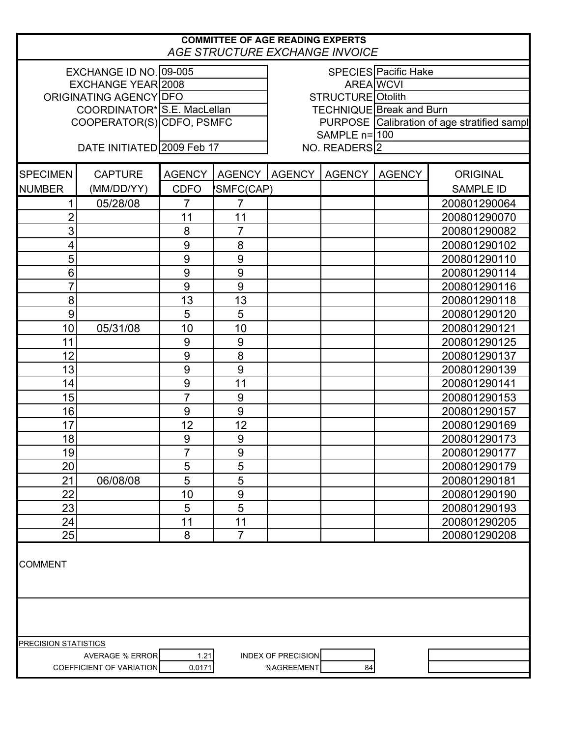# COMMITTEE OF AGE READING EXPERTS

*AGE STRUCTURE EXCHANGE INVOICE*

| | | | |
|---|---|---|---|
| EXCHANGE ID NO. | 09-005 | SPECIES | Pacific Hake |
| EXCHANGE YEAR | 2008 | AREA | WCVI |
| ORIGINATING AGENCY | DFO | STRUCTURE | Otolith |
| COORDINATOR* | S.E. MacLellan | TECHNIQUE | Break and Burn |
| COOPERATOR(S) | CDFO, PSMFC | PURPOSE | Calibration of age stratified sampl |
| | | SAMPLE n= | 100 |
| DATE INITIATED | 2009 Feb 17 | NO. READERS | 2 |

| SPECIMEN NUMBER | CAPTURE (MM/DD/YY) | AGENCY CDFO | AGENCY PSMFC(CAP) | AGENCY | AGENCY | AGENCY | ORIGINAL SAMPLE ID |
|---|---|---|---|---|---|---|---|
| 1 | 05/28/08 | 7 | 7 | | | | 200801290064 |
| 2 | | 11 | 11 | | | | 200801290070 |
| 3 | | 8 | 7 | | | | 200801290082 |
| 4 | | 9 | 8 | | | | 200801290102 |
| 5 | | 9 | 9 | | | | 200801290110 |
| 6 | | 9 | 9 | | | | 200801290114 |
| 7 | | 9 | 9 | | | | 200801290116 |
| 8 | | 13 | 13 | | | | 200801290118 |
| 9 | | 5 | 5 | | | | 200801290120 |
| 10 | 05/31/08 | 10 | 10 | | | | 200801290121 |
| 11 | | 9 | 9 | | | | 200801290125 |
| 12 | | 9 | 8 | | | | 200801290137 |
| 13 | | 9 | 9 | | | | 200801290139 |
| 14 | | 9 | 11 | | | | 200801290141 |
| 15 | | 7 | 9 | | | | 200801290153 |
| 16 | | 9 | 9 | | | | 200801290157 |
| 17 | | 12 | 12 | | | | 200801290169 |
| 18 | | 9 | 9 | | | | 200801290173 |
| 19 | | 7 | 9 | | | | 200801290177 |
| 20 | | 5 | 5 | | | | 200801290179 |
| 21 | 06/08/08 | 5 | 5 | | | | 200801290181 |
| 22 | | 10 | 9 | | | | 200801290190 |
| 23 | | 5 | 5 | | | | 200801290193 |
| 24 | | 11 | 11 | | | | 200801290205 |
| 25 | | 8 | 7 | | | | 200801290208 |

COMMENT

PRECISION STATISTICS

| | | | |
|---|---|---|---|
| AVERAGE % ERROR | 1.21 | INDEX OF PRECISION | |
| COEFFICIENT OF VARIATION | 0.0171 | %AGREEMENT | 84 |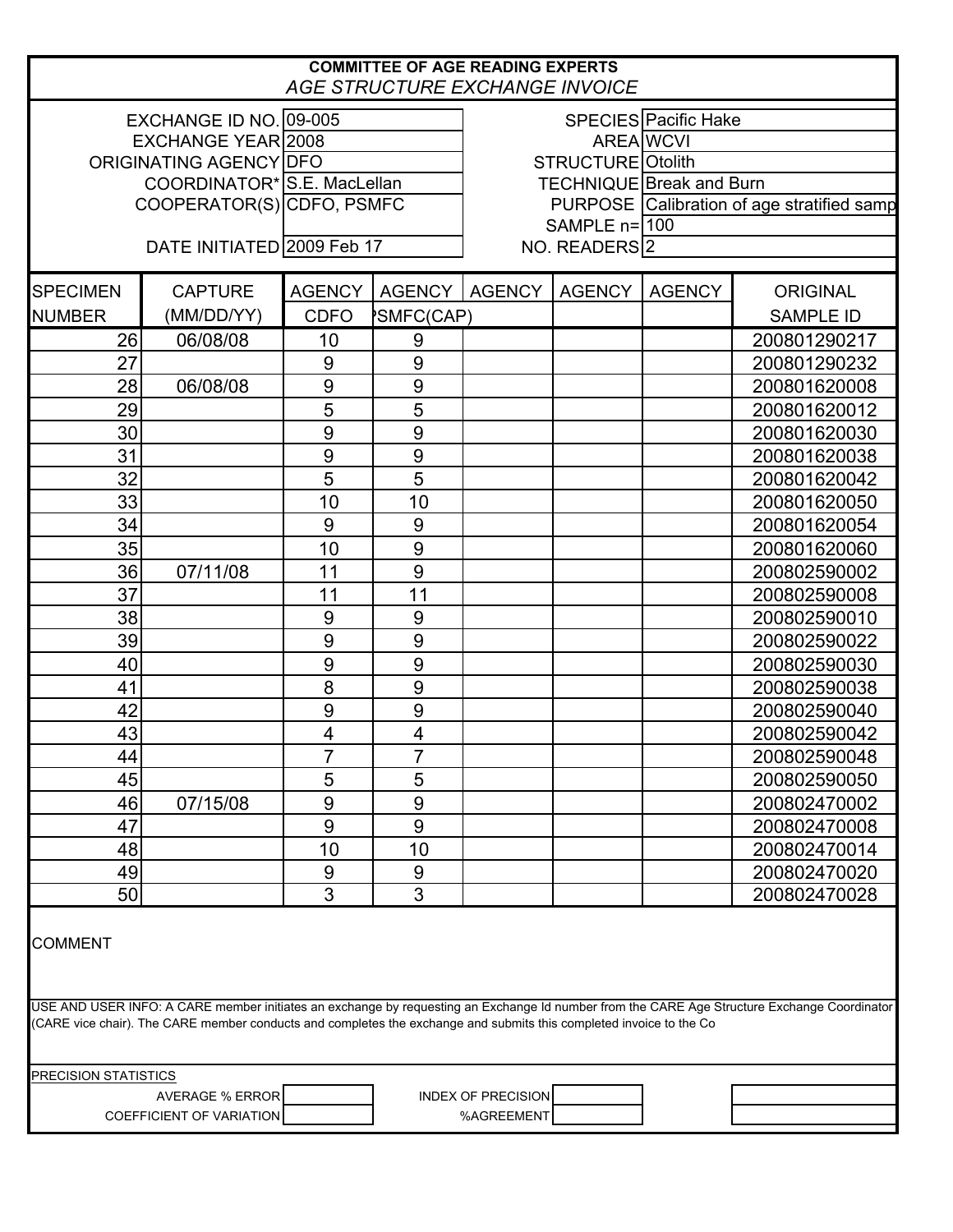## COMMITTEE OF AGE READING EXPERTS

### *AGE STRUCTURE EXCHANGE INVOICE*

| | | | |
|---|---|---|---|
| EXCHANGE ID NO. | 09-005 | SPECIES | Pacific Hake |
| EXCHANGE YEAR | 2008 | AREA | WCVI |
| ORIGINATING AGENCY | DFO | STRUCTURE | Otolith |
| COORDINATOR* | S.E. MacLellan | TECHNIQUE | Break and Burn |
| COOPERATOR(S) | CDFO, PSMFC | PURPOSE | Calibration of age stratified samp |
| | | SAMPLE n= | 100 |
| DATE INITIATED | 2009 Feb 17 | NO. READERS | 2 |

| SPECIMEN NUMBER | CAPTURE (MM/DD/YY) | AGENCY CDFO | AGENCY PSMFC(CAP) | AGENCY | AGENCY | AGENCY | ORIGINAL SAMPLE ID |
|---|---|---|---|---|---|---|---|
| 26 | 06/08/08 | 10 | 9 | | | | 200801290217 |
| 27 | | 9 | 9 | | | | 200801290232 |
| 28 | 06/08/08 | 9 | 9 | | | | 200801620008 |
| 29 | | 5 | 5 | | | | 200801620012 |
| 30 | | 9 | 9 | | | | 200801620030 |
| 31 | | 9 | 9 | | | | 200801620038 |
| 32 | | 5 | 5 | | | | 200801620042 |
| 33 | | 10 | 10 | | | | 200801620050 |
| 34 | | 9 | 9 | | | | 200801620054 |
| 35 | | 10 | 9 | | | | 200801620060 |
| 36 | 07/11/08 | 11 | 9 | | | | 200802590002 |
| 37 | | 11 | 11 | | | | 200802590008 |
| 38 | | 9 | 9 | | | | 200802590010 |
| 39 | | 9 | 9 | | | | 200802590022 |
| 40 | | 9 | 9 | | | | 200802590030 |
| 41 | | 8 | 9 | | | | 200802590038 |
| 42 | | 9 | 9 | | | | 200802590040 |
| 43 | | 4 | 4 | | | | 200802590042 |
| 44 | | 7 | 7 | | | | 200802590048 |
| 45 | | 5 | 5 | | | | 200802590050 |
| 46 | 07/15/08 | 9 | 9 | | | | 200802470002 |
| 47 | | 9 | 9 | | | | 200802470008 |
| 48 | | 10 | 10 | | | | 200802470014 |
| 49 | | 9 | 9 | | | | 200802470020 |
| 50 | | 3 | 3 | | | | 200802470028 |

COMMENT

USE AND USER INFO: A CARE member initiates an exchange by requesting an Exchange Id number from the CARE Age Structure Exchange Coordinator (CARE vice chair). The CARE member conducts and completes the exchange and submits this completed invoice to the Co

PRECISION STATISTICS

| | | | | |
|---|---|---|---|---|
| AVERAGE % ERROR | | INDEX OF PRECISION | | |
| COEFFICIENT OF VARIATION | | %AGREEMENT | | |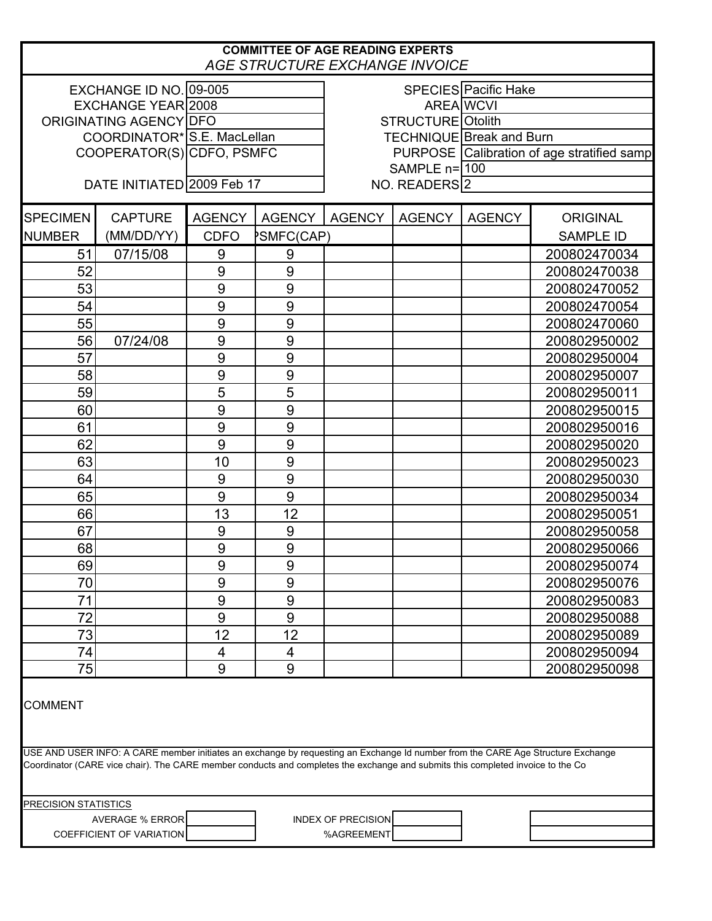# COMMITTEE OF AGE READING EXPERTS

*AGE STRUCTURE EXCHANGE INVOICE*

| | | | |
|---|---|---|---|
| EXCHANGE ID NO. | 09-005 | SPECIES | Pacific Hake |
| EXCHANGE YEAR | 2008 | AREA | WCVI |
| ORIGINATING AGENCY | DFO | STRUCTURE | Otolith |
| COORDINATOR* | S.E. MacLellan | TECHNIQUE | Break and Burn |
| COOPERATOR(S) | CDFO, PSMFC | PURPOSE | Calibration of age stratified samp |
| | | SAMPLE n= | 100 |
| DATE INITIATED | 2009 Feb 17 | NO. READERS | 2 |

| SPECIMEN NUMBER | CAPTURE (MM/DD/YY) | AGENCY CDFO | AGENCY PSMFC(CAP) | AGENCY | AGENCY | AGENCY | ORIGINAL SAMPLE ID |
|---|---|---|---|---|---|---|---|
| 51 | 07/15/08 | 9 | 9 | | | | 200802470034 |
| 52 | | 9 | 9 | | | | 200802470038 |
| 53 | | 9 | 9 | | | | 200802470052 |
| 54 | | 9 | 9 | | | | 200802470054 |
| 55 | | 9 | 9 | | | | 200802470060 |
| 56 | 07/24/08 | 9 | 9 | | | | 200802950002 |
| 57 | | 9 | 9 | | | | 200802950004 |
| 58 | | 9 | 9 | | | | 200802950007 |
| 59 | | 5 | 5 | | | | 200802950011 |
| 60 | | 9 | 9 | | | | 200802950015 |
| 61 | | 9 | 9 | | | | 200802950016 |
| 62 | | 9 | 9 | | | | 200802950020 |
| 63 | | 10 | 9 | | | | 200802950023 |
| 64 | | 9 | 9 | | | | 200802950030 |
| 65 | | 9 | 9 | | | | 200802950034 |
| 66 | | 13 | 12 | | | | 200802950051 |
| 67 | | 9 | 9 | | | | 200802950058 |
| 68 | | 9 | 9 | | | | 200802950066 |
| 69 | | 9 | 9 | | | | 200802950074 |
| 70 | | 9 | 9 | | | | 200802950076 |
| 71 | | 9 | 9 | | | | 200802950083 |
| 72 | | 9 | 9 | | | | 200802950088 |
| 73 | | 12 | 12 | | | | 200802950089 |
| 74 | | 4 | 4 | | | | 200802950094 |
| 75 | | 9 | 9 | | | | 200802950098 |

COMMENT

USE AND USER INFO: A CARE member initiates an exchange by requesting an Exchange Id number from the CARE Age Structure Exchange Coordinator (CARE vice chair). The CARE member conducts and completes the exchange and submits this completed invoice to the Co

PRECISION STATISTICS

| | | | | |
|---|---|---|---|---|
| AVERAGE % ERROR | | INDEX OF PRECISION | | |
| COEFFICIENT OF VARIATION | | %AGREEMENT | | |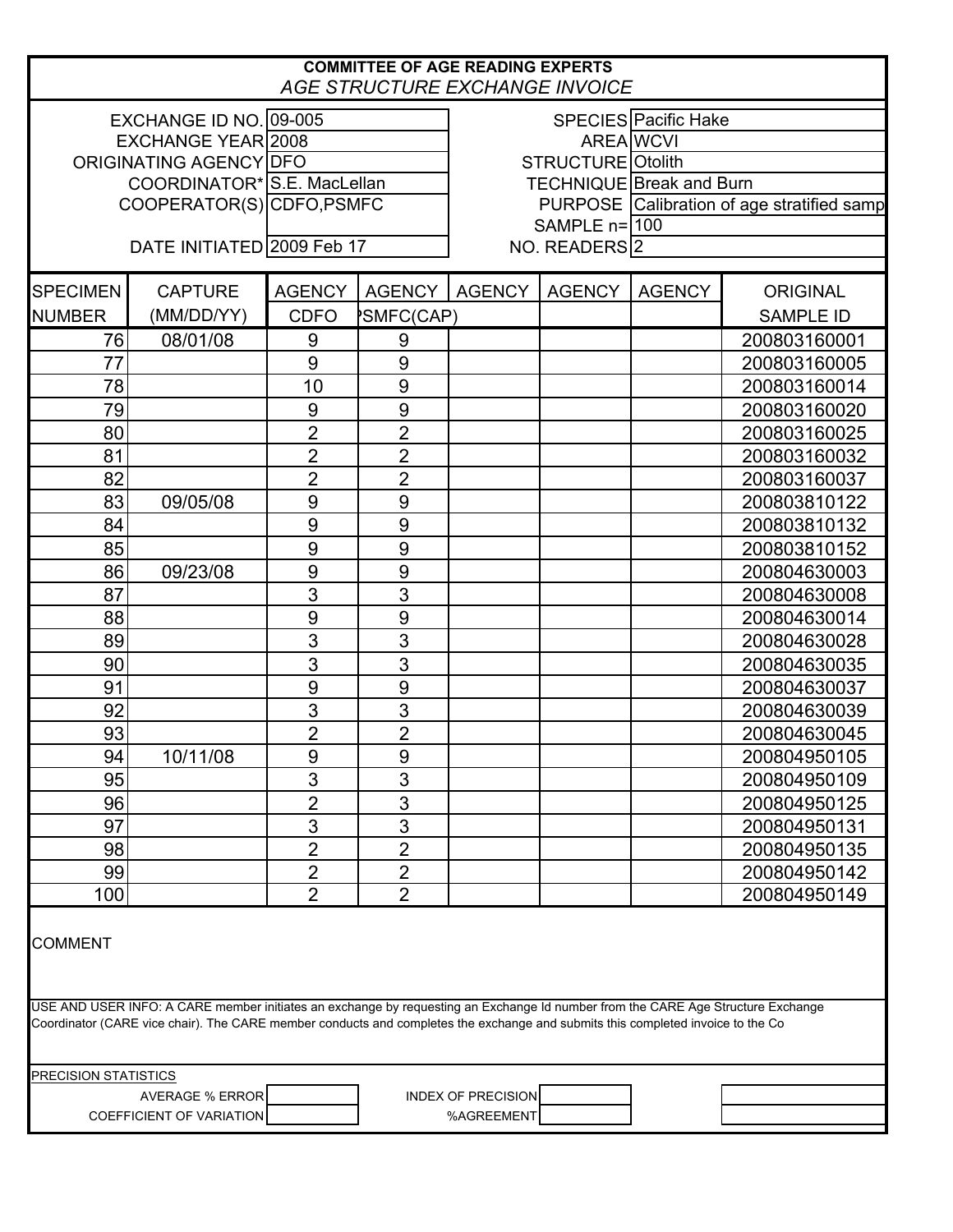**COMMITTEE OF AGE READING EXPERTS**

*AGE STRUCTURE EXCHANGE INVOICE*

| | | | |
|---|---|---|---|
| EXCHANGE ID NO. | 09-005 | SPECIES | Pacific Hake |
| EXCHANGE YEAR | 2008 | AREA | WCVI |
| ORIGINATING AGENCY | DFO | STRUCTURE | Otolith |
| COORDINATOR* | S.E. MacLellan | TECHNIQUE | Break and Burn |
| COOPERATOR(S) | CDFO,PSMFC | PURPOSE | Calibration of age stratified samp |
| | | SAMPLE n= | 100 |
| DATE INITIATED | 2009 Feb 17 | NO. READERS | 2 |

| SPECIMEN NUMBER | CAPTURE (MM/DD/YY) | AGENCY CDFO | AGENCY PSMFC(CAP) | AGENCY | AGENCY | AGENCY | ORIGINAL SAMPLE ID |
|---|---|---|---|---|---|---|---|
| 76 | 08/01/08 | 9 | 9 | | | | 200803160001 |
| 77 | | 9 | 9 | | | | 200803160005 |
| 78 | | 10 | 9 | | | | 200803160014 |
| 79 | | 9 | 9 | | | | 200803160020 |
| 80 | | 2 | 2 | | | | 200803160025 |
| 81 | | 2 | 2 | | | | 200803160032 |
| 82 | | 2 | 2 | | | | 200803160037 |
| 83 | 09/05/08 | 9 | 9 | | | | 200803810122 |
| 84 | | 9 | 9 | | | | 200803810132 |
| 85 | | 9 | 9 | | | | 200803810152 |
| 86 | 09/23/08 | 9 | 9 | | | | 200804630003 |
| 87 | | 3 | 3 | | | | 200804630008 |
| 88 | | 9 | 9 | | | | 200804630014 |
| 89 | | 3 | 3 | | | | 200804630028 |
| 90 | | 3 | 3 | | | | 200804630035 |
| 91 | | 9 | 9 | | | | 200804630037 |
| 92 | | 3 | 3 | | | | 200804630039 |
| 93 | | 2 | 2 | | | | 200804630045 |
| 94 | 10/11/08 | 9 | 9 | | | | 200804950105 |
| 95 | | 3 | 3 | | | | 200804950109 |
| 96 | | 2 | 3 | | | | 200804950125 |
| 97 | | 3 | 3 | | | | 200804950131 |
| 98 | | 2 | 2 | | | | 200804950135 |
| 99 | | 2 | 2 | | | | 200804950142 |
| 100 | | 2 | 2 | | | | 200804950149 |

COMMENT

USE AND USER INFO: A CARE member initiates an exchange by requesting an Exchange Id number from the CARE Age Structure Exchange Coordinator (CARE vice chair). The CARE member conducts and completes the exchange and submits this completed invoice to the Co

PRECISION STATISTICS

| | | | |
|---|---|---|---|
| AVERAGE % ERROR | | INDEX OF PRECISION | |
| COEFFICIENT OF VARIATION | | %AGREEMENT | |